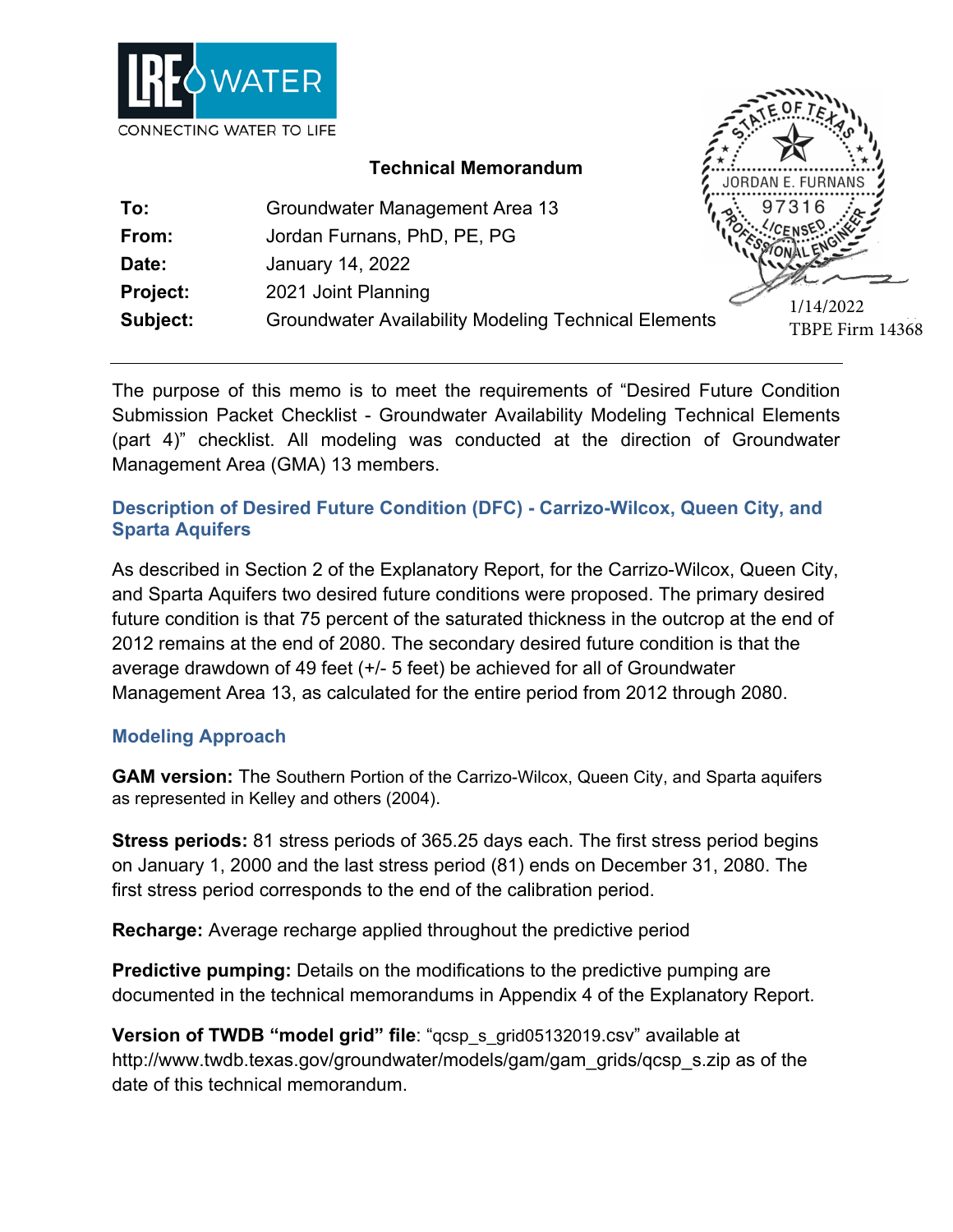**Technical Memorandum**

| | |
|---|---|
| **To:** | Groundwater Management Area 13 |
| **From:** | Jordan Furnans, PhD, PE, PG |
| **Date:** | January 14, 2022 |
| **Project:** | 2021 Joint Planning |
| **Subject:** | Groundwater Availability Modeling Technical Elements |

1/14/2022
TBPE Firm 14368

The purpose of this memo is to meet the requirements of "Desired Future Condition Submission Packet Checklist - Groundwater Availability Modeling Technical Elements (part 4)" checklist. All modeling was conducted at the direction of Groundwater Management Area (GMA) 13 members.

## Description of Desired Future Condition (DFC) - Carrizo-Wilcox, Queen City, and Sparta Aquifers

As described in Section 2 of the Explanatory Report, for the Carrizo-Wilcox, Queen City, and Sparta Aquifers two desired future conditions were proposed. The primary desired future condition is that 75 percent of the saturated thickness in the outcrop at the end of 2012 remains at the end of 2080. The secondary desired future condition is that the average drawdown of 49 feet (+/- 5 feet) be achieved for all of Groundwater Management Area 13, as calculated for the entire period from 2012 through 2080.

## Modeling Approach

**GAM version:** The Southern Portion of the Carrizo-Wilcox, Queen City, and Sparta aquifers as represented in Kelley and others (2004).

**Stress periods:** 81 stress periods of 365.25 days each. The first stress period begins on January 1, 2000 and the last stress period (81) ends on December 31, 2080. The first stress period corresponds to the end of the calibration period.

**Recharge:** Average recharge applied throughout the predictive period

**Predictive pumping:** Details on the modifications to the predictive pumping are documented in the technical memorandums in Appendix 4 of the Explanatory Report.

**Version of TWDB "model grid" file**: "qcsp_s_grid05132019.csv" available at http://www.twdb.texas.gov/groundwater/models/gam/gam_grids/qcsp_s.zip as of the date of this technical memorandum.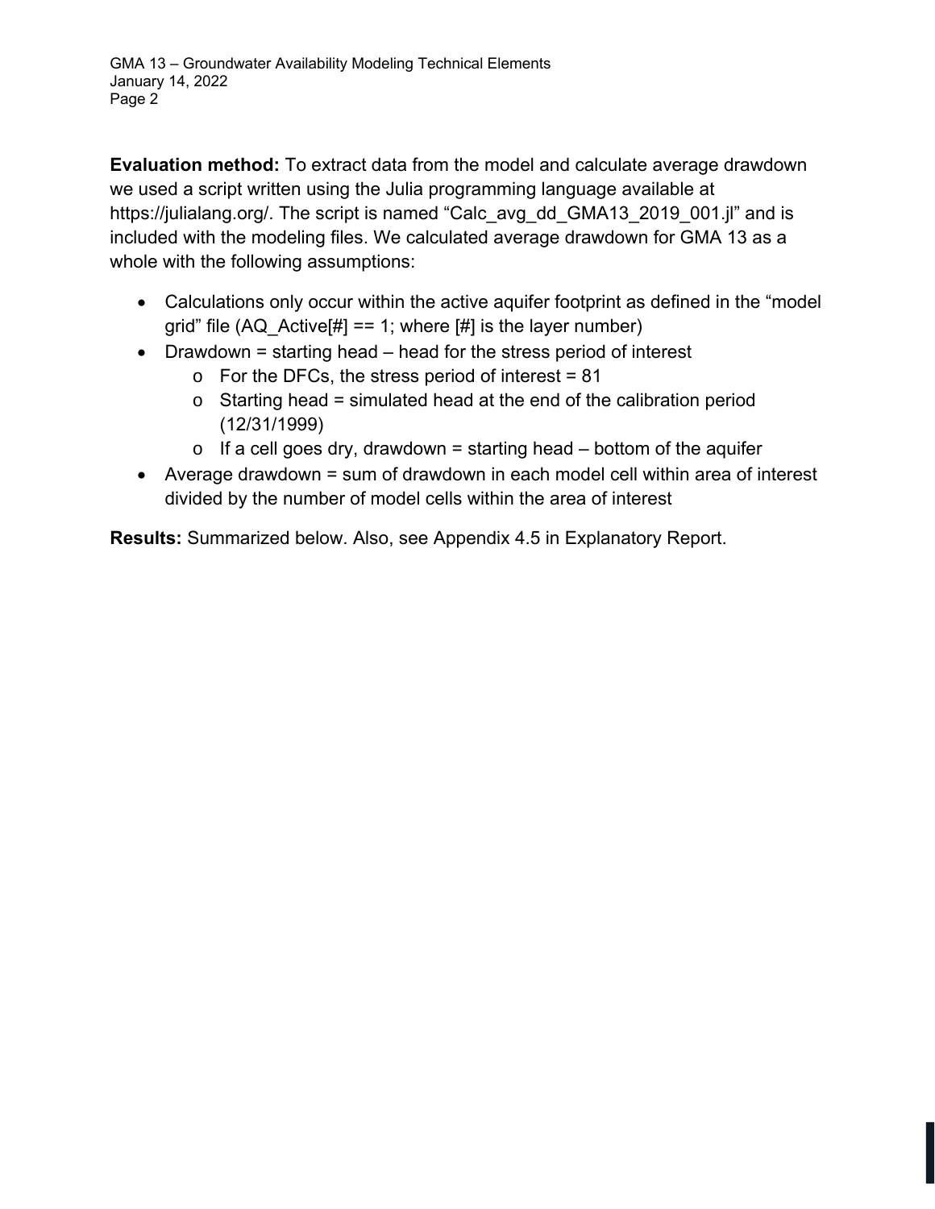**Evaluation method:** To extract data from the model and calculate average drawdown we used a script written using the Julia programming language available at https://julialang.org/. The script is named "Calc_avg_dd_GMA13_2019_001.jl" and is included with the modeling files. We calculated average drawdown for GMA 13 as a whole with the following assumptions:

- Calculations only occur within the active aquifer footprint as defined in the "model grid" file (AQ_Active[#] == 1; where [#] is the layer number)
- Drawdown = starting head – head for the stress period of interest
    - For the DFCs, the stress period of interest = 81
    - Starting head = simulated head at the end of the calibration period (12/31/1999)
    - If a cell goes dry, drawdown = starting head – bottom of the aquifer
- Average drawdown = sum of drawdown in each model cell within area of interest divided by the number of model cells within the area of interest

**Results:** Summarized below. Also, see Appendix 4.5 in Explanatory Report.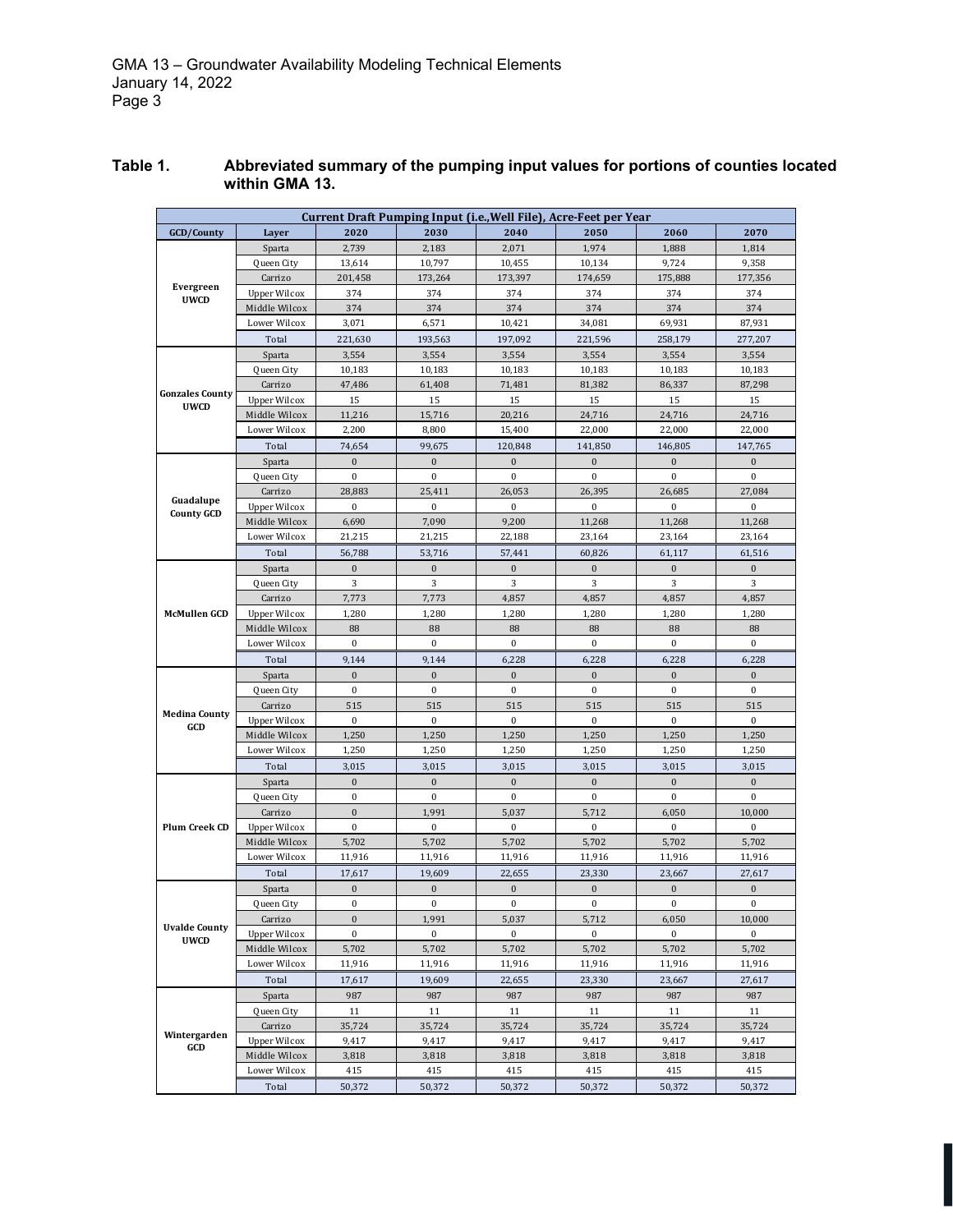**Table 1. Abbreviated summary of the pumping input values for portions of counties located within GMA 13.**

| Current Draft Pumping Input (i.e.,Well File), Acre-Feet per Year | | | | | | | |
|---|---|---|---|---|---|---|---|
| GCD/County | Layer | 2020 | 2030 | 2040 | 2050 | 2060 | 2070 |
| Evergreen UWCD | Sparta | 2,739 | 2,183 | 2,071 | 1,974 | 1,888 | 1,814 |
| | Queen City | 13,614 | 10,797 | 10,455 | 10,134 | 9,724 | 9,358 |
| | Carrizo | 201,458 | 173,264 | 173,397 | 174,659 | 175,888 | 177,356 |
| | Upper Wilcox | 374 | 374 | 374 | 374 | 374 | 374 |
| | Middle Wilcox | 374 | 374 | 374 | 374 | 374 | 374 |
| | Lower Wilcox | 3,071 | 6,571 | 10,421 | 34,081 | 69,931 | 87,931 |
| | Total | 221,630 | 193,563 | 197,092 | 221,596 | 258,179 | 277,207 |
| Gonzales County UWCD | Sparta | 3,554 | 3,554 | 3,554 | 3,554 | 3,554 | 3,554 |
| | Queen City | 10,183 | 10,183 | 10,183 | 10,183 | 10,183 | 10,183 |
| | Carrizo | 47,486 | 61,408 | 71,481 | 81,382 | 86,337 | 87,298 |
| | Upper Wilcox | 15 | 15 | 15 | 15 | 15 | 15 |
| | Middle Wilcox | 11,216 | 15,716 | 20,216 | 24,716 | 24,716 | 24,716 |
| | Lower Wilcox | 2,200 | 8,800 | 15,400 | 22,000 | 22,000 | 22,000 |
| | Total | 74,654 | 99,675 | 120,848 | 141,850 | 146,805 | 147,765 |
| Guadalupe County GCD | Sparta | 0 | 0 | 0 | 0 | 0 | 0 |
| | Queen City | 0 | 0 | 0 | 0 | 0 | 0 |
| | Carrizo | 28,883 | 25,411 | 26,053 | 26,395 | 26,685 | 27,084 |
| | Upper Wilcox | 0 | 0 | 0 | 0 | 0 | 0 |
| | Middle Wilcox | 6,690 | 7,090 | 9,200 | 11,268 | 11,268 | 11,268 |
| | Lower Wilcox | 21,215 | 21,215 | 22,188 | 23,164 | 23,164 | 23,164 |
| | Total | 56,788 | 53,716 | 57,441 | 60,826 | 61,117 | 61,516 |
| McMullen GCD | Sparta | 0 | 0 | 0 | 0 | 0 | 0 |
| | Queen City | 3 | 3 | 3 | 3 | 3 | 3 |
| | Carrizo | 7,773 | 7,773 | 4,857 | 4,857 | 4,857 | 4,857 |
| | Upper Wilcox | 1,280 | 1,280 | 1,280 | 1,280 | 1,280 | 1,280 |
| | Middle Wilcox | 88 | 88 | 88 | 88 | 88 | 88 |
| | Lower Wilcox | 0 | 0 | 0 | 0 | 0 | 0 |
| | Total | 9,144 | 9,144 | 6,228 | 6,228 | 6,228 | 6,228 |
| Medina County GCD | Sparta | 0 | 0 | 0 | 0 | 0 | 0 |
| | Queen City | 0 | 0 | 0 | 0 | 0 | 0 |
| | Carrizo | 515 | 515 | 515 | 515 | 515 | 515 |
| | Upper Wilcox | 0 | 0 | 0 | 0 | 0 | 0 |
| | Middle Wilcox | 1,250 | 1,250 | 1,250 | 1,250 | 1,250 | 1,250 |
| | Lower Wilcox | 1,250 | 1,250 | 1,250 | 1,250 | 1,250 | 1,250 |
| | Total | 3,015 | 3,015 | 3,015 | 3,015 | 3,015 | 3,015 |
| Plum Creek CD | Sparta | 0 | 0 | 0 | 0 | 0 | 0 |
| | Queen City | 0 | 0 | 0 | 0 | 0 | 0 |
| | Carrizo | 0 | 1,991 | 5,037 | 5,712 | 6,050 | 10,000 |
| | Upper Wilcox | 0 | 0 | 0 | 0 | 0 | 0 |
| | Middle Wilcox | 5,702 | 5,702 | 5,702 | 5,702 | 5,702 | 5,702 |
| | Lower Wilcox | 11,916 | 11,916 | 11,916 | 11,916 | 11,916 | 11,916 |
| | Total | 17,617 | 19,609 | 22,655 | 23,330 | 23,667 | 27,617 |
| Uvalde County UWCD | Sparta | 0 | 0 | 0 | 0 | 0 | 0 |
| | Queen City | 0 | 0 | 0 | 0 | 0 | 0 |
| | Carrizo | 0 | 1,991 | 5,037 | 5,712 | 6,050 | 10,000 |
| | Upper Wilcox | 0 | 0 | 0 | 0 | 0 | 0 |
| | Middle Wilcox | 5,702 | 5,702 | 5,702 | 5,702 | 5,702 | 5,702 |
| | Lower Wilcox | 11,916 | 11,916 | 11,916 | 11,916 | 11,916 | 11,916 |
| | Total | 17,617 | 19,609 | 22,655 | 23,330 | 23,667 | 27,617 |
| Wintergarden GCD | Sparta | 987 | 987 | 987 | 987 | 987 | 987 |
| | Queen City | 11 | 11 | 11 | 11 | 11 | 11 |
| | Carrizo | 35,724 | 35,724 | 35,724 | 35,724 | 35,724 | 35,724 |
| | Upper Wilcox | 9,417 | 9,417 | 9,417 | 9,417 | 9,417 | 9,417 |
| | Middle Wilcox | 3,818 | 3,818 | 3,818 | 3,818 | 3,818 | 3,818 |
| | Lower Wilcox | 415 | 415 | 415 | 415 | 415 | 415 |
| | Total | 50,372 | 50,372 | 50,372 | 50,372 | 50,372 | 50,372 |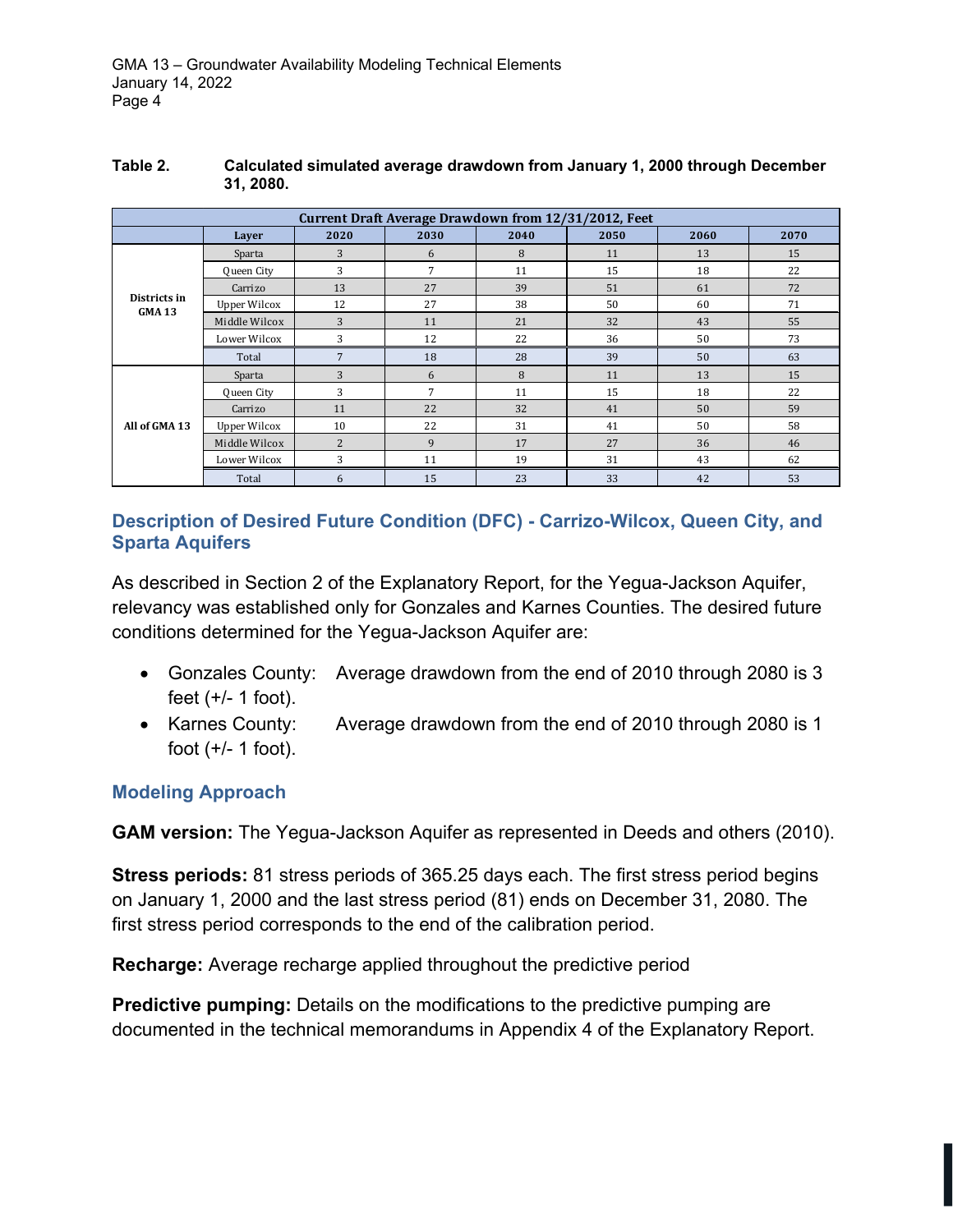**Table 2. Calculated simulated average drawdown from January 1, 2000 through December 31, 2080.**

| Current Draft Average Drawdown from 12/31/2012, Feet | | | | | | | |
|---|---|---|---|---|---|---|---|
| | Layer | 2020 | 2030 | 2040 | 2050 | 2060 | 2070 |
| Districts in GMA 13 | Sparta | 3 | 6 | 8 | 11 | 13 | 15 |
| | Queen City | 3 | 7 | 11 | 15 | 18 | 22 |
| | Carrizo | 13 | 27 | 39 | 51 | 61 | 72 |
| | Upper Wilcox | 12 | 27 | 38 | 50 | 60 | 71 |
| | Middle Wilcox | 3 | 11 | 21 | 32 | 43 | 55 |
| | Lower Wilcox | 3 | 12 | 22 | 36 | 50 | 73 |
| | Total | 7 | 18 | 28 | 39 | 50 | 63 |
| All of GMA 13 | Sparta | 3 | 6 | 8 | 11 | 13 | 15 |
| | Queen City | 3 | 7 | 11 | 15 | 18 | 22 |
| | Carrizo | 11 | 22 | 32 | 41 | 50 | 59 |
| | Upper Wilcox | 10 | 22 | 31 | 41 | 50 | 58 |
| | Middle Wilcox | 2 | 9 | 17 | 27 | 36 | 46 |
| | Lower Wilcox | 3 | 11 | 19 | 31 | 43 | 62 |
| | Total | 6 | 15 | 23 | 33 | 42 | 53 |

## Description of Desired Future Condition (DFC) - Carrizo-Wilcox, Queen City, and Sparta Aquifers

As described in Section 2 of the Explanatory Report, for the Yegua-Jackson Aquifer, relevancy was established only for Gonzales and Karnes Counties. The desired future conditions determined for the Yegua-Jackson Aquifer are:

- Gonzales County: Average drawdown from the end of 2010 through 2080 is 3 feet (+/- 1 foot).
- Karnes County: Average drawdown from the end of 2010 through 2080 is 1 foot (+/- 1 foot).

## Modeling Approach

**GAM version:** The Yegua-Jackson Aquifer as represented in Deeds and others (2010).

**Stress periods:** 81 stress periods of 365.25 days each. The first stress period begins on January 1, 2000 and the last stress period (81) ends on December 31, 2080. The first stress period corresponds to the end of the calibration period.

**Recharge:** Average recharge applied throughout the predictive period

**Predictive pumping:** Details on the modifications to the predictive pumping are documented in the technical memorandums in Appendix 4 of the Explanatory Report.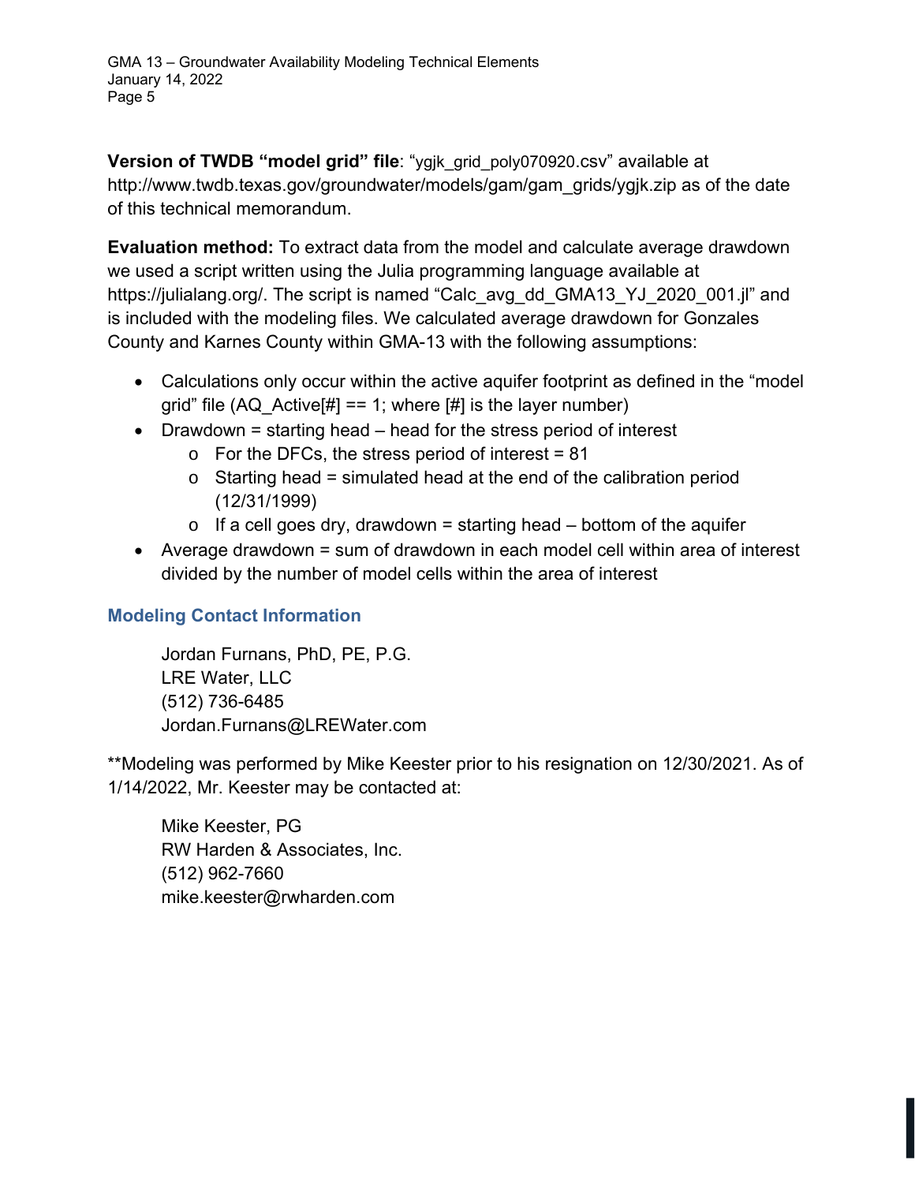**Version of TWDB "model grid" file**: "ygjk_grid_poly070920.csv" available at http://www.twdb.texas.gov/groundwater/models/gam/gam_grids/ygjk.zip as of the date of this technical memorandum.

**Evaluation method:** To extract data from the model and calculate average drawdown we used a script written using the Julia programming language available at https://julialang.org/. The script is named "Calc_avg_dd_GMA13_YJ_2020_001.jl" and is included with the modeling files. We calculated average drawdown for Gonzales County and Karnes County within GMA-13 with the following assumptions:

- Calculations only occur within the active aquifer footprint as defined in the "model grid" file (AQ_Active[#] == 1; where [#] is the layer number)
- Drawdown = starting head – head for the stress period of interest
    - For the DFCs, the stress period of interest = 81
    - Starting head = simulated head at the end of the calibration period (12/31/1999)
    - If a cell goes dry, drawdown = starting head – bottom of the aquifer
- Average drawdown = sum of drawdown in each model cell within area of interest divided by the number of model cells within the area of interest

## Modeling Contact Information

Jordan Furnans, PhD, PE, P.G.
LRE Water, LLC
(512) 736-6485
Jordan.Furnans@LREWater.com

**Modeling was performed by Mike Keester prior to his resignation on 12/30/2021. As of 1/14/2022, Mr. Keester may be contacted at:

Mike Keester, PG
RW Harden & Associates, Inc.
(512) 962-7660
mike.keester@rwharden.com